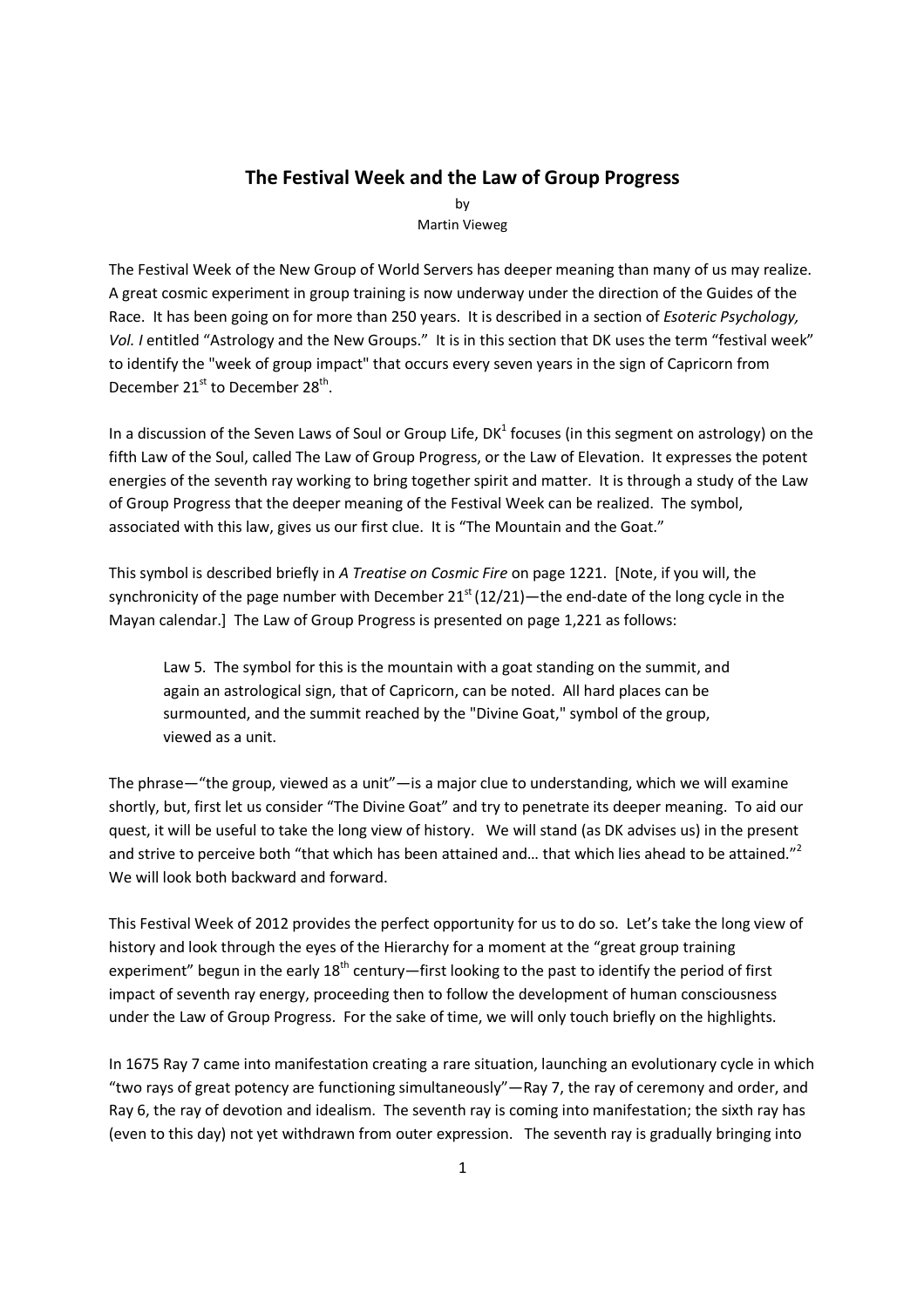# The Festival Week and the Law of Group Progress

by
Martin Vieweg

The Festival Week of the New Group of World Servers has deeper meaning than many of us may realize. A great cosmic experiment in group training is now underway under the direction of the Guides of the Race. It has been going on for more than 250 years. It is described in a section of *Esoteric Psychology, Vol. I* entitled "Astrology and the New Groups." It is in this section that DK uses the term "festival week" to identify the "week of group impact" that occurs every seven years in the sign of Capricorn from December 21st to December 28th.

In a discussion of the Seven Laws of Soul or Group Life, DK[1] focuses (in this segment on astrology) on the fifth Law of the Soul, called The Law of Group Progress, or the Law of Elevation. It expresses the potent energies of the seventh ray working to bring together spirit and matter. It is through a study of the Law of Group Progress that the deeper meaning of the Festival Week can be realized. The symbol, associated with this law, gives us our first clue. It is "The Mountain and the Goat."

This symbol is described briefly in *A Treatise on Cosmic Fire* on page 1221. [Note, if you will, the synchronicity of the page number with December 21st (12/21)—the end-date of the long cycle in the Mayan calendar.] The Law of Group Progress is presented on page 1,221 as follows:

> Law 5. The symbol for this is the mountain with a goat standing on the summit, and again an astrological sign, that of Capricorn, can be noted. All hard places can be surmounted, and the summit reached by the "Divine Goat," symbol of the group, viewed as a unit.

The phrase—"the group, viewed as a unit"—is a major clue to understanding, which we will examine shortly, but, first let us consider "The Divine Goat" and try to penetrate its deeper meaning. To aid our quest, it will be useful to take the long view of history. We will stand (as DK advises us) in the present and strive to perceive both "that which has been attained and… that which lies ahead to be attained."[2] We will look both backward and forward.

This Festival Week of 2012 provides the perfect opportunity for us to do so. Let's take the long view of history and look through the eyes of the Hierarchy for a moment at the "great group training experiment" begun in the early 18th century—first looking to the past to identify the period of first impact of seventh ray energy, proceeding then to follow the development of human consciousness under the Law of Group Progress. For the sake of time, we will only touch briefly on the highlights.

In 1675 Ray 7 came into manifestation creating a rare situation, launching an evolutionary cycle in which "two rays of great potency are functioning simultaneously"—Ray 7, the ray of ceremony and order, and Ray 6, the ray of devotion and idealism. The seventh ray is coming into manifestation; the sixth ray has (even to this day) not yet withdrawn from outer expression. The seventh ray is gradually bringing into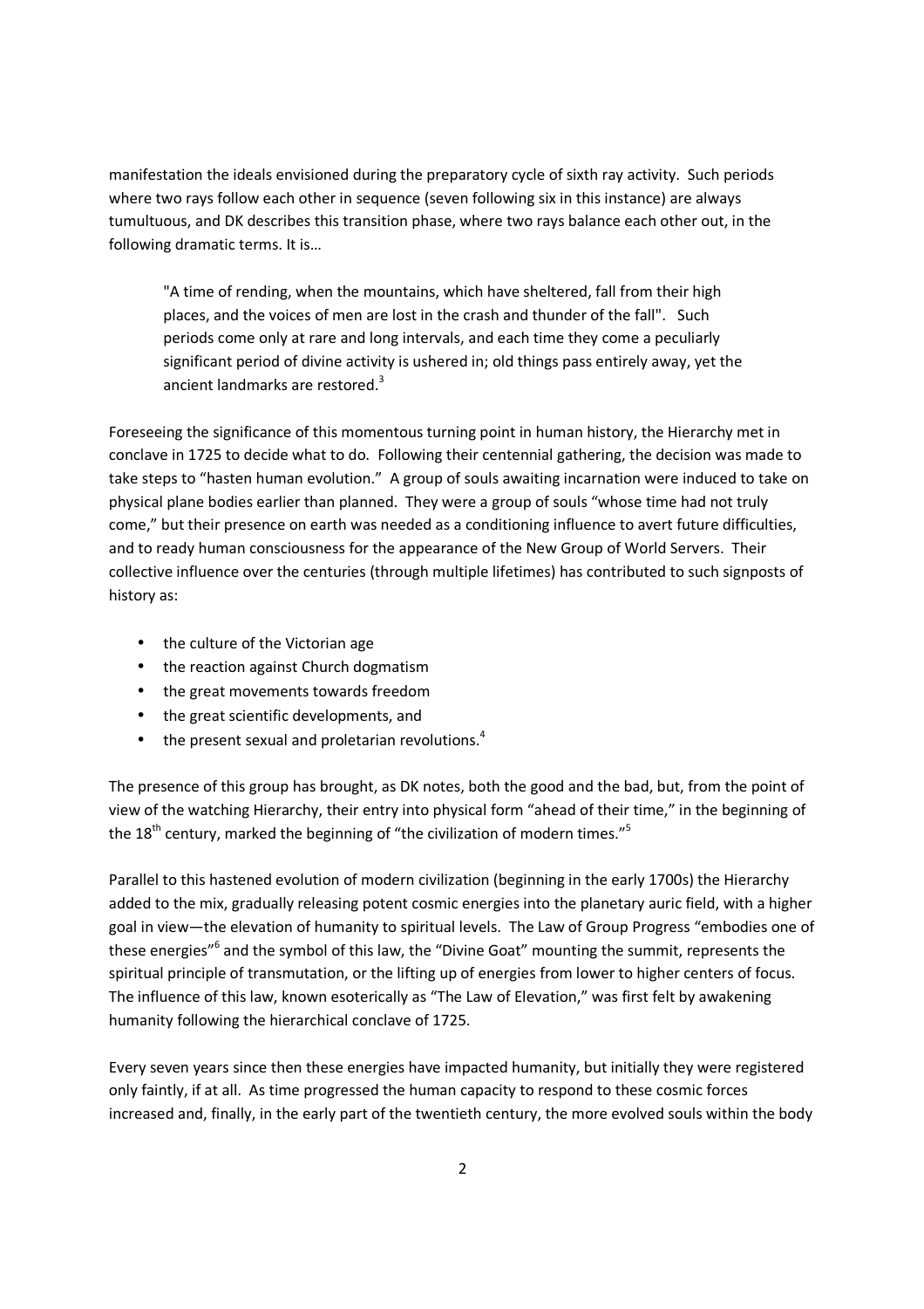manifestation the ideals envisioned during the preparatory cycle of sixth ray activity. Such periods where two rays follow each other in sequence (seven following six in this instance) are always tumultuous, and DK describes this transition phase, where two rays balance each other out, in the following dramatic terms. It is…

> "A time of rending, when the mountains, which have sheltered, fall from their high places, and the voices of men are lost in the crash and thunder of the fall". Such periods come only at rare and long intervals, and each time they come a peculiarly significant period of divine activity is ushered in; old things pass entirely away, yet the ancient landmarks are restored.[3]

Foreseeing the significance of this momentous turning point in human history, the Hierarchy met in conclave in 1725 to decide what to do. Following their centennial gathering, the decision was made to take steps to "hasten human evolution." A group of souls awaiting incarnation were induced to take on physical plane bodies earlier than planned. They were a group of souls "whose time had not truly come," but their presence on earth was needed as a conditioning influence to avert future difficulties, and to ready human consciousness for the appearance of the New Group of World Servers. Their collective influence over the centuries (through multiple lifetimes) has contributed to such signposts of history as:

- the culture of the Victorian age
- the reaction against Church dogmatism
- the great movements towards freedom
- the great scientific developments, and
- the present sexual and proletarian revolutions.[4]

The presence of this group has brought, as DK notes, both the good and the bad, but, from the point of view of the watching Hierarchy, their entry into physical form "ahead of their time," in the beginning of the 18th century, marked the beginning of "the civilization of modern times."[5]

Parallel to this hastened evolution of modern civilization (beginning in the early 1700s) the Hierarchy added to the mix, gradually releasing potent cosmic energies into the planetary auric field, with a higher goal in view—the elevation of humanity to spiritual levels. The Law of Group Progress "embodies one of these energies"[6] and the symbol of this law, the "Divine Goat" mounting the summit, represents the spiritual principle of transmutation, or the lifting up of energies from lower to higher centers of focus. The influence of this law, known esoterically as "The Law of Elevation," was first felt by awakening humanity following the hierarchical conclave of 1725.

Every seven years since then these energies have impacted humanity, but initially they were registered only faintly, if at all. As time progressed the human capacity to respond to these cosmic forces increased and, finally, in the early part of the twentieth century, the more evolved souls within the body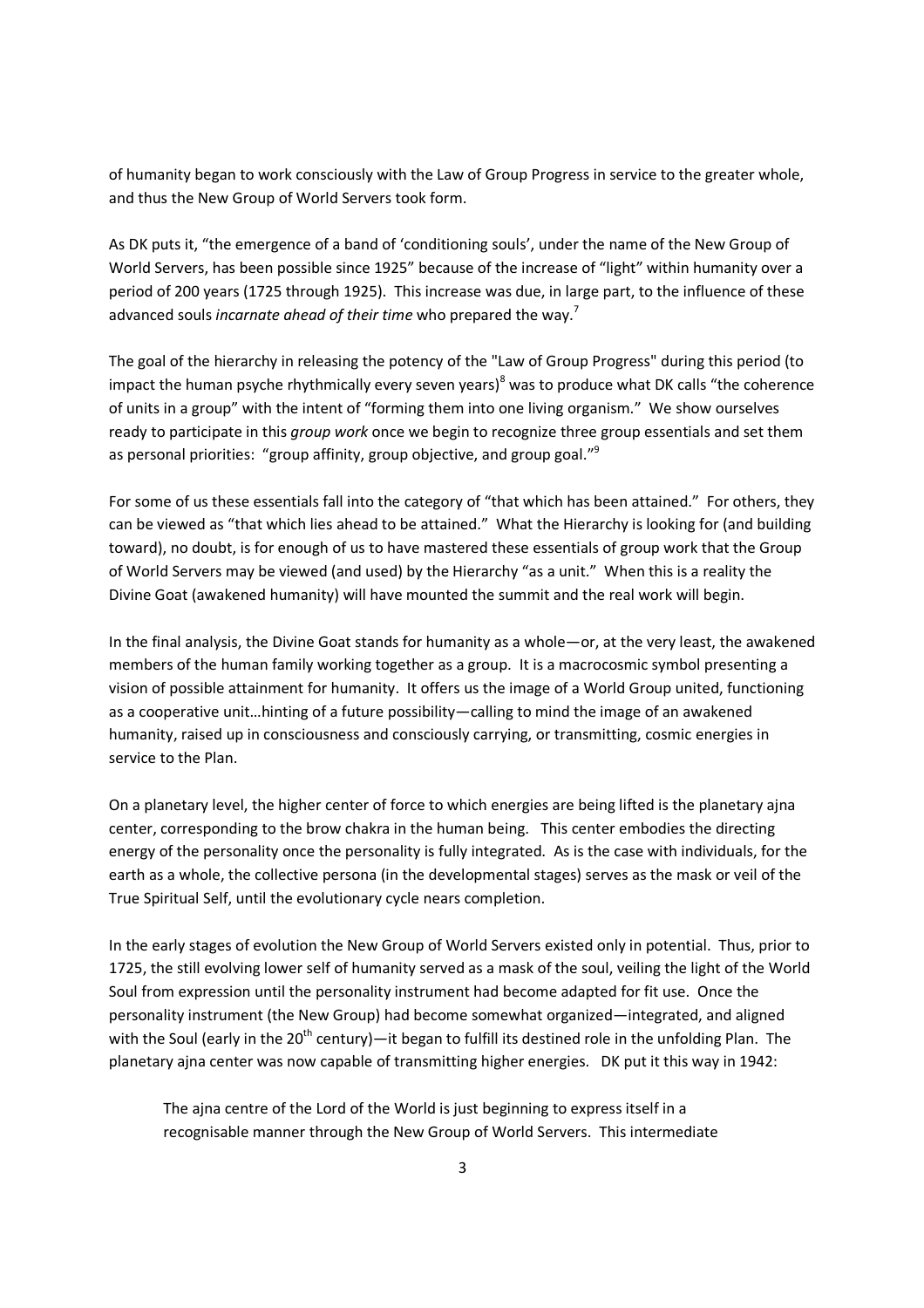of humanity began to work consciously with the Law of Group Progress in service to the greater whole, and thus the New Group of World Servers took form.

As DK puts it, "the emergence of a band of 'conditioning souls', under the name of the New Group of World Servers, has been possible since 1925" because of the increase of "light" within humanity over a period of 200 years (1725 through 1925). This increase was due, in large part, to the influence of these advanced souls *incarnate ahead of their time* who prepared the way.[7]

The goal of the hierarchy in releasing the potency of the "Law of Group Progress" during this period (to impact the human psyche rhythmically every seven years)[8] was to produce what DK calls "the coherence of units in a group" with the intent of "forming them into one living organism." We show ourselves ready to participate in this *group work* once we begin to recognize three group essentials and set them as personal priorities: "group affinity, group objective, and group goal."[9]

For some of us these essentials fall into the category of "that which has been attained." For others, they can be viewed as "that which lies ahead to be attained." What the Hierarchy is looking for (and building toward), no doubt, is for enough of us to have mastered these essentials of group work that the Group of World Servers may be viewed (and used) by the Hierarchy "as a unit." When this is a reality the Divine Goat (awakened humanity) will have mounted the summit and the real work will begin.

In the final analysis, the Divine Goat stands for humanity as a whole—or, at the very least, the awakened members of the human family working together as a group. It is a macrocosmic symbol presenting a vision of possible attainment for humanity. It offers us the image of a World Group united, functioning as a cooperative unit…hinting of a future possibility—calling to mind the image of an awakened humanity, raised up in consciousness and consciously carrying, or transmitting, cosmic energies in service to the Plan.

On a planetary level, the higher center of force to which energies are being lifted is the planetary ajna center, corresponding to the brow chakra in the human being. This center embodies the directing energy of the personality once the personality is fully integrated. As is the case with individuals, for the earth as a whole, the collective persona (in the developmental stages) serves as the mask or veil of the True Spiritual Self, until the evolutionary cycle nears completion.

In the early stages of evolution the New Group of World Servers existed only in potential. Thus, prior to 1725, the still evolving lower self of humanity served as a mask of the soul, veiling the light of the World Soul from expression until the personality instrument had become adapted for fit use. Once the personality instrument (the New Group) had become somewhat organized—integrated, and aligned with the Soul (early in the 20th century)—it began to fulfill its destined role in the unfolding Plan. The planetary ajna center was now capable of transmitting higher energies. DK put it this way in 1942:

> The ajna centre of the Lord of the World is just beginning to express itself in a recognisable manner through the New Group of World Servers. This intermediate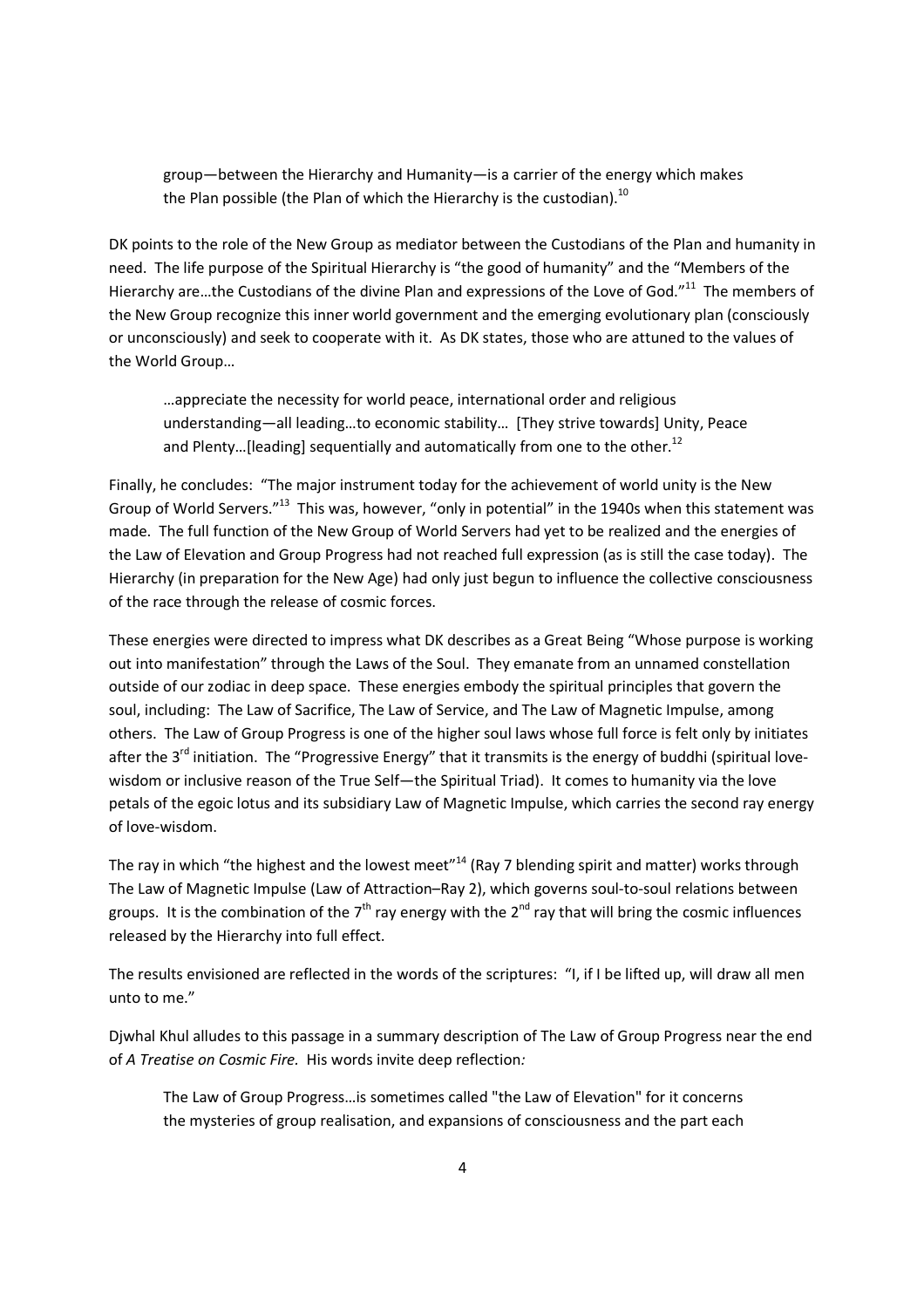> group—between the Hierarchy and Humanity—is a carrier of the energy which makes the Plan possible (the Plan of which the Hierarchy is the custodian).[10]

DK points to the role of the New Group as mediator between the Custodians of the Plan and humanity in need. The life purpose of the Spiritual Hierarchy is "the good of humanity" and the "Members of the Hierarchy are…the Custodians of the divine Plan and expressions of the Love of God."[11] The members of the New Group recognize this inner world government and the emerging evolutionary plan (consciously or unconsciously) and seek to cooperate with it. As DK states, those who are attuned to the values of the World Group…

> …appreciate the necessity for world peace, international order and religious understanding—all leading…to economic stability… [They strive towards] Unity, Peace and Plenty…[leading] sequentially and automatically from one to the other.[12]

Finally, he concludes: "The major instrument today for the achievement of world unity is the New Group of World Servers."[13] This was, however, "only in potential" in the 1940s when this statement was made. The full function of the New Group of World Servers had yet to be realized and the energies of the Law of Elevation and Group Progress had not reached full expression (as is still the case today). The Hierarchy (in preparation for the New Age) had only just begun to influence the collective consciousness of the race through the release of cosmic forces.

These energies were directed to impress what DK describes as a Great Being "Whose purpose is working out into manifestation" through the Laws of the Soul. They emanate from an unnamed constellation outside of our zodiac in deep space. These energies embody the spiritual principles that govern the soul, including: The Law of Sacrifice, The Law of Service, and The Law of Magnetic Impulse, among others. The Law of Group Progress is one of the higher soul laws whose full force is felt only by initiates after the 3rd initiation. The "Progressive Energy" that it transmits is the energy of buddhi (spiritual love-wisdom or inclusive reason of the True Self—the Spiritual Triad). It comes to humanity via the love petals of the egoic lotus and its subsidiary Law of Magnetic Impulse, which carries the second ray energy of love-wisdom.

The ray in which "the highest and the lowest meet"[14] (Ray 7 blending spirit and matter) works through The Law of Magnetic Impulse (Law of Attraction–Ray 2), which governs soul-to-soul relations between groups. It is the combination of the 7th ray energy with the 2nd ray that will bring the cosmic influences released by the Hierarchy into full effect.

The results envisioned are reflected in the words of the scriptures: "I, if I be lifted up, will draw all men unto to me."

Djwhal Khul alludes to this passage in a summary description of The Law of Group Progress near the end of *A Treatise on Cosmic Fire.* His words invite deep reflection*:*

> The Law of Group Progress…is sometimes called "the Law of Elevation" for it concerns the mysteries of group realisation, and expansions of consciousness and the part each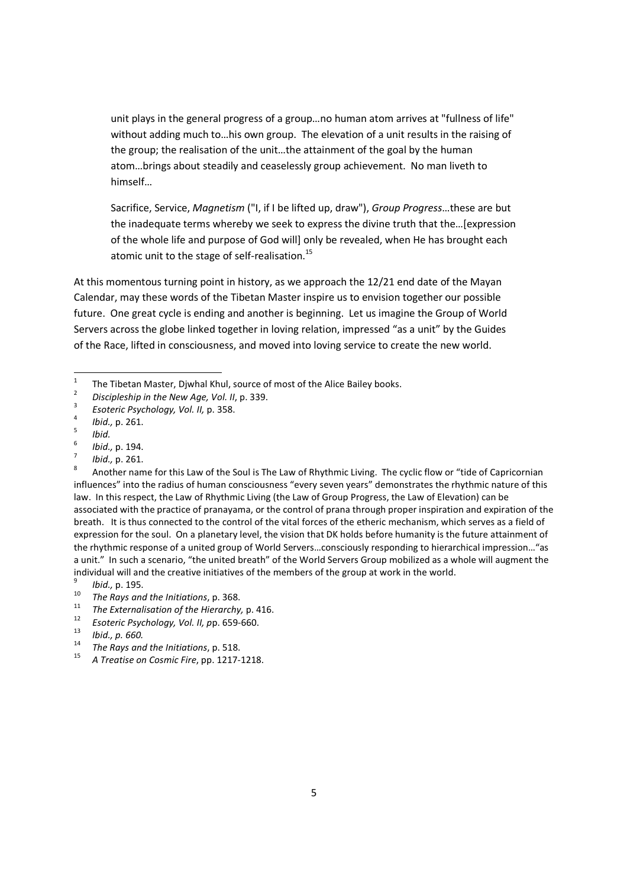> unit plays in the general progress of a group…no human atom arrives at "fullness of life" without adding much to…his own group. The elevation of a unit results in the raising of the group; the realisation of the unit…the attainment of the goal by the human atom…brings about steadily and ceaselessly group achievement. No man liveth to himself…
>
> Sacrifice, Service, *Magnetism* ("I, if I be lifted up, draw"), *Group Progress*…these are but the inadequate terms whereby we seek to express the divine truth that the…[expression of the whole life and purpose of God will] only be revealed, when He has brought each atomic unit to the stage of self-realisation.[15]

At this momentous turning point in history, as we approach the 12/21 end date of the Mayan Calendar, may these words of the Tibetan Master inspire us to envision together our possible future. One great cycle is ending and another is beginning. Let us imagine the Group of World Servers across the globe linked together in loving relation, impressed "as a unit" by the Guides of the Race, lifted in consciousness, and moved into loving service to create the new world.

---

[1] The Tibetan Master, Djwhal Khul, source of most of the Alice Bailey books.

[2] *Discipleship in the New Age, Vol. II*, p. 339.

[3] *Esoteric Psychology, Vol. II,* p. 358.

[4] *Ibid.,* p. 261.

[5] *Ibid.*

[6] *Ibid.,* p. 194.

[7] *Ibid.,* p. 261.

[8] Another name for this Law of the Soul is The Law of Rhythmic Living. The cyclic flow or "tide of Capricornian influences" into the radius of human consciousness "every seven years" demonstrates the rhythmic nature of this law. In this respect, the Law of Rhythmic Living (the Law of Group Progress, the Law of Elevation) can be associated with the practice of pranayama, or the control of prana through proper inspiration and expiration of the breath. It is thus connected to the control of the vital forces of the etheric mechanism, which serves as a field of expression for the soul. On a planetary level, the vision that DK holds before humanity is the future attainment of the rhythmic response of a united group of World Servers…consciously responding to hierarchical impression…"as a unit." In such a scenario, "the united breath" of the World Servers Group mobilized as a whole will augment the individual will and the creative initiatives of the members of the group at work in the world.

[9] *Ibid.,* p. 195.

[10] *The Rays and the Initiations*, p. 368.

[11] *The Externalisation of the Hierarchy,* p. 416.

[12] *Esoteric Psychology, Vol. II, p*p. 659-660.

[13] *Ibid., p. 660.*

[14] *The Rays and the Initiations*, p. 518.

[15] *A Treatise on Cosmic Fire*, pp. 1217-1218.